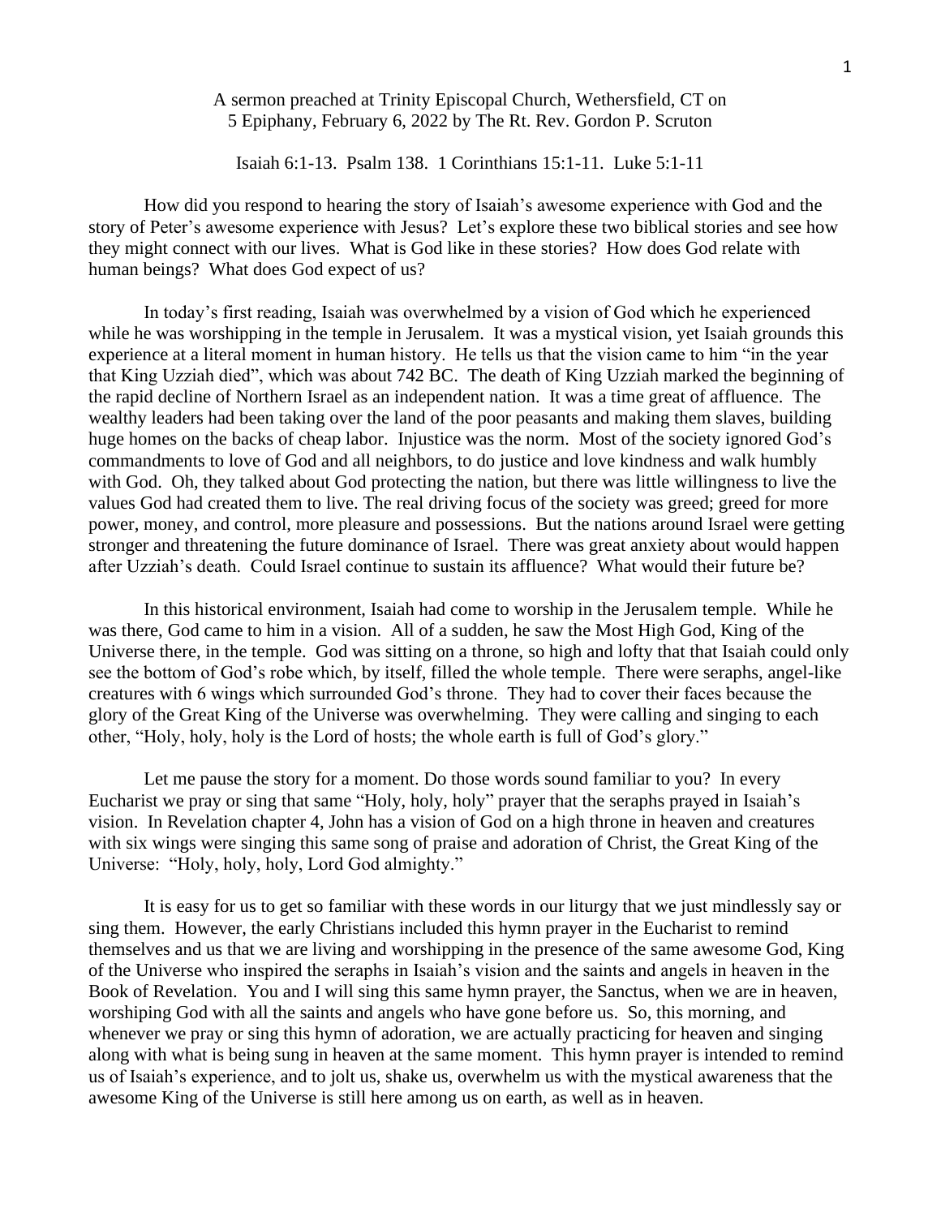A sermon preached at Trinity Episcopal Church, Wethersfield, CT on
5 Epiphany, February 6, 2022 by The Rt. Rev. Gordon P. Scruton

Isaiah 6:1-13. Psalm 138. 1 Corinthians 15:1-11. Luke 5:1-11

How did you respond to hearing the story of Isaiah's awesome experience with God and the story of Peter's awesome experience with Jesus? Let's explore these two biblical stories and see how they might connect with our lives. What is God like in these stories? How does God relate with human beings? What does God expect of us?

In today's first reading, Isaiah was overwhelmed by a vision of God which he experienced while he was worshipping in the temple in Jerusalem. It was a mystical vision, yet Isaiah grounds this experience at a literal moment in human history. He tells us that the vision came to him "in the year that King Uzziah died", which was about 742 BC. The death of King Uzziah marked the beginning of the rapid decline of Northern Israel as an independent nation. It was a time great of affluence. The wealthy leaders had been taking over the land of the poor peasants and making them slaves, building huge homes on the backs of cheap labor. Injustice was the norm. Most of the society ignored God's commandments to love of God and all neighbors, to do justice and love kindness and walk humbly with God. Oh, they talked about God protecting the nation, but there was little willingness to live the values God had created them to live. The real driving focus of the society was greed; greed for more power, money, and control, more pleasure and possessions. But the nations around Israel were getting stronger and threatening the future dominance of Israel. There was great anxiety about would happen after Uzziah's death. Could Israel continue to sustain its affluence? What would their future be?

In this historical environment, Isaiah had come to worship in the Jerusalem temple. While he was there, God came to him in a vision. All of a sudden, he saw the Most High God, King of the Universe there, in the temple. God was sitting on a throne, so high and lofty that that Isaiah could only see the bottom of God's robe which, by itself, filled the whole temple. There were seraphs, angel-like creatures with 6 wings which surrounded God's throne. They had to cover their faces because the glory of the Great King of the Universe was overwhelming. They were calling and singing to each other, "Holy, holy, holy is the Lord of hosts; the whole earth is full of God's glory."

Let me pause the story for a moment. Do those words sound familiar to you? In every Eucharist we pray or sing that same "Holy, holy, holy" prayer that the seraphs prayed in Isaiah's vision. In Revelation chapter 4, John has a vision of God on a high throne in heaven and creatures with six wings were singing this same song of praise and adoration of Christ, the Great King of the Universe: "Holy, holy, holy, Lord God almighty."

It is easy for us to get so familiar with these words in our liturgy that we just mindlessly say or sing them. However, the early Christians included this hymn prayer in the Eucharist to remind themselves and us that we are living and worshipping in the presence of the same awesome God, King of the Universe who inspired the seraphs in Isaiah's vision and the saints and angels in heaven in the Book of Revelation. You and I will sing this same hymn prayer, the Sanctus, when we are in heaven, worshiping God with all the saints and angels who have gone before us. So, this morning, and whenever we pray or sing this hymn of adoration, we are actually practicing for heaven and singing along with what is being sung in heaven at the same moment. This hymn prayer is intended to remind us of Isaiah's experience, and to jolt us, shake us, overwhelm us with the mystical awareness that the awesome King of the Universe is still here among us on earth, as well as in heaven.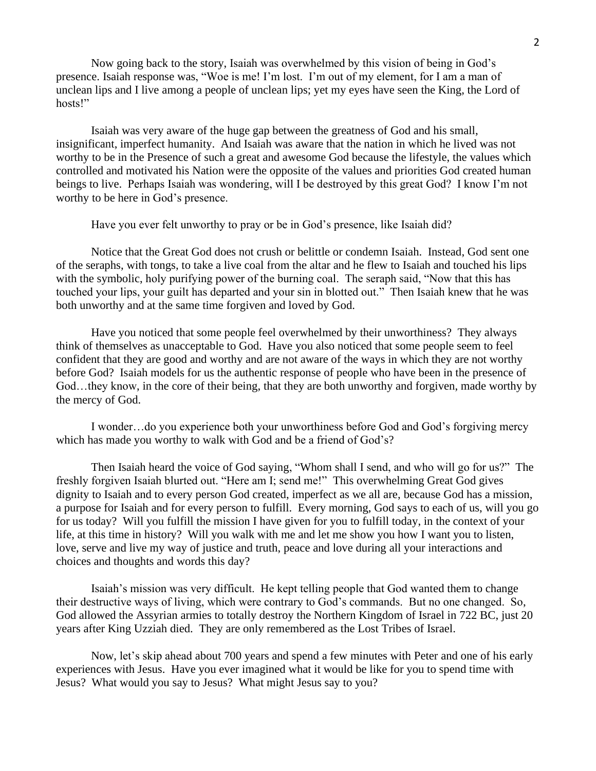Now going back to the story, Isaiah was overwhelmed by this vision of being in God's presence. Isaiah response was, "Woe is me! I'm lost. I'm out of my element, for I am a man of unclean lips and I live among a people of unclean lips; yet my eyes have seen the King, the Lord of hosts!"

Isaiah was very aware of the huge gap between the greatness of God and his small, insignificant, imperfect humanity. And Isaiah was aware that the nation in which he lived was not worthy to be in the Presence of such a great and awesome God because the lifestyle, the values which controlled and motivated his Nation were the opposite of the values and priorities God created human beings to live. Perhaps Isaiah was wondering, will I be destroyed by this great God? I know I'm not worthy to be here in God's presence.

Have you ever felt unworthy to pray or be in God's presence, like Isaiah did?

Notice that the Great God does not crush or belittle or condemn Isaiah. Instead, God sent one of the seraphs, with tongs, to take a live coal from the altar and he flew to Isaiah and touched his lips with the symbolic, holy purifying power of the burning coal. The seraph said, "Now that this has touched your lips, your guilt has departed and your sin in blotted out." Then Isaiah knew that he was both unworthy and at the same time forgiven and loved by God.

Have you noticed that some people feel overwhelmed by their unworthiness? They always think of themselves as unacceptable to God. Have you also noticed that some people seem to feel confident that they are good and worthy and are not aware of the ways in which they are not worthy before God? Isaiah models for us the authentic response of people who have been in the presence of God…they know, in the core of their being, that they are both unworthy and forgiven, made worthy by the mercy of God.

I wonder…do you experience both your unworthiness before God and God's forgiving mercy which has made you worthy to walk with God and be a friend of God's?

Then Isaiah heard the voice of God saying, "Whom shall I send, and who will go for us?" The freshly forgiven Isaiah blurted out. "Here am I; send me!" This overwhelming Great God gives dignity to Isaiah and to every person God created, imperfect as we all are, because God has a mission, a purpose for Isaiah and for every person to fulfill. Every morning, God says to each of us, will you go for us today? Will you fulfill the mission I have given for you to fulfill today, in the context of your life, at this time in history? Will you walk with me and let me show you how I want you to listen, love, serve and live my way of justice and truth, peace and love during all your interactions and choices and thoughts and words this day?

Isaiah's mission was very difficult. He kept telling people that God wanted them to change their destructive ways of living, which were contrary to God's commands. But no one changed. So, God allowed the Assyrian armies to totally destroy the Northern Kingdom of Israel in 722 BC, just 20 years after King Uzziah died. They are only remembered as the Lost Tribes of Israel.

Now, let's skip ahead about 700 years and spend a few minutes with Peter and one of his early experiences with Jesus. Have you ever imagined what it would be like for you to spend time with Jesus? What would you say to Jesus? What might Jesus say to you?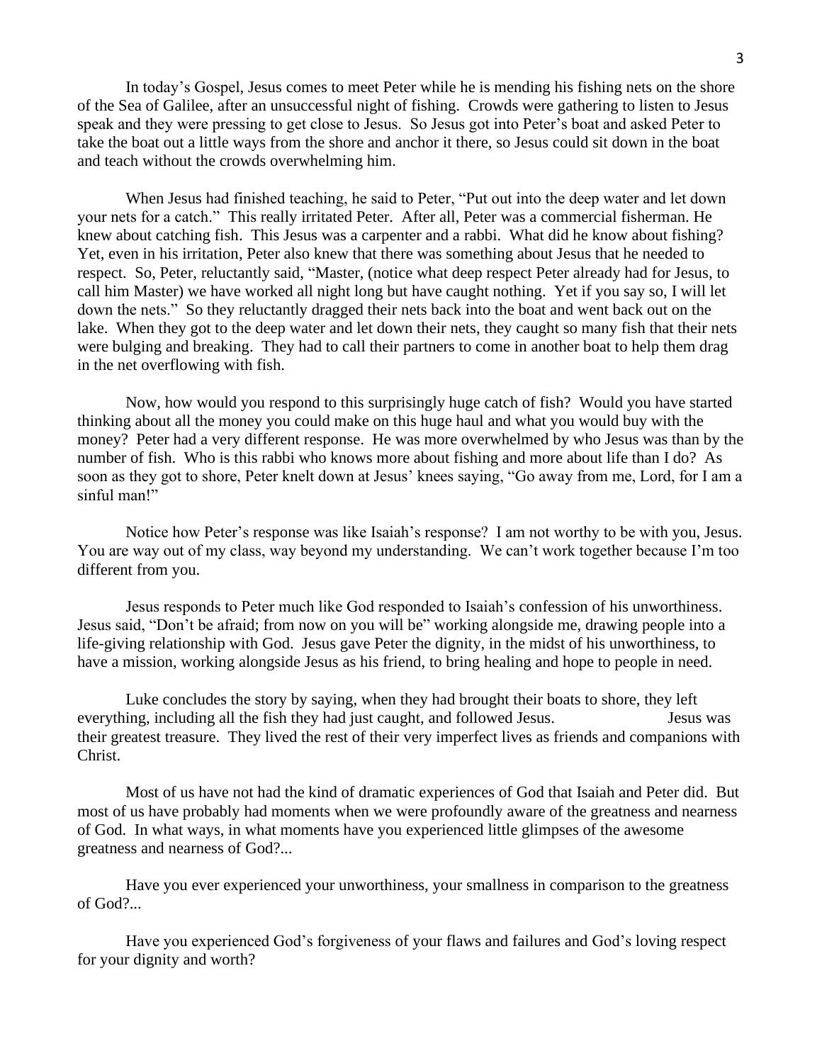In today's Gospel, Jesus comes to meet Peter while he is mending his fishing nets on the shore of the Sea of Galilee, after an unsuccessful night of fishing. Crowds were gathering to listen to Jesus speak and they were pressing to get close to Jesus. So Jesus got into Peter's boat and asked Peter to take the boat out a little ways from the shore and anchor it there, so Jesus could sit down in the boat and teach without the crowds overwhelming him.

When Jesus had finished teaching, he said to Peter, "Put out into the deep water and let down your nets for a catch." This really irritated Peter. After all, Peter was a commercial fisherman. He knew about catching fish. This Jesus was a carpenter and a rabbi. What did he know about fishing? Yet, even in his irritation, Peter also knew that there was something about Jesus that he needed to respect. So, Peter, reluctantly said, "Master, (notice what deep respect Peter already had for Jesus, to call him Master) we have worked all night long but have caught nothing. Yet if you say so, I will let down the nets." So they reluctantly dragged their nets back into the boat and went back out on the lake. When they got to the deep water and let down their nets, they caught so many fish that their nets were bulging and breaking. They had to call their partners to come in another boat to help them drag in the net overflowing with fish.

Now, how would you respond to this surprisingly huge catch of fish? Would you have started thinking about all the money you could make on this huge haul and what you would buy with the money? Peter had a very different response. He was more overwhelmed by who Jesus was than by the number of fish. Who is this rabbi who knows more about fishing and more about life than I do? As soon as they got to shore, Peter knelt down at Jesus' knees saying, "Go away from me, Lord, for I am a sinful man!"

Notice how Peter's response was like Isaiah's response? I am not worthy to be with you, Jesus. You are way out of my class, way beyond my understanding. We can't work together because I'm too different from you.

Jesus responds to Peter much like God responded to Isaiah's confession of his unworthiness. Jesus said, "Don't be afraid; from now on you will be" working alongside me, drawing people into a life-giving relationship with God. Jesus gave Peter the dignity, in the midst of his unworthiness, to have a mission, working alongside Jesus as his friend, to bring healing and hope to people in need.

Luke concludes the story by saying, when they had brought their boats to shore, they left everything, including all the fish they had just caught, and followed Jesus. Jesus was their greatest treasure. They lived the rest of their very imperfect lives as friends and companions with Christ.

Most of us have not had the kind of dramatic experiences of God that Isaiah and Peter did. But most of us have probably had moments when we were profoundly aware of the greatness and nearness of God. In what ways, in what moments have you experienced little glimpses of the awesome greatness and nearness of God?...

Have you ever experienced your unworthiness, your smallness in comparison to the greatness of God?...

Have you experienced God's forgiveness of your flaws and failures and God's loving respect for your dignity and worth?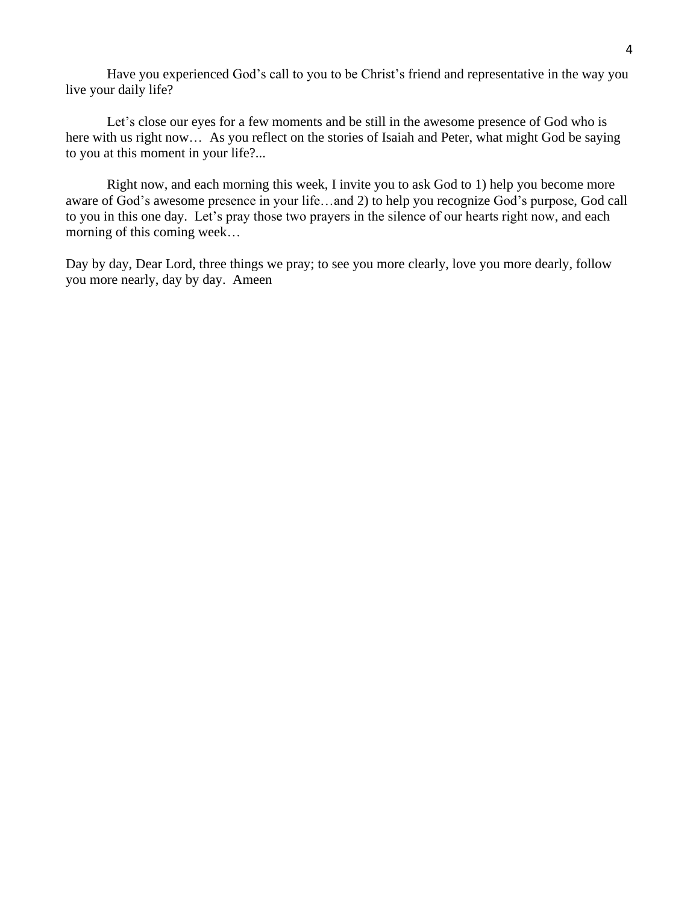Have you experienced God's call to you to be Christ's friend and representative in the way you live your daily life?

Let's close our eyes for a few moments and be still in the awesome presence of God who is here with us right now… As you reflect on the stories of Isaiah and Peter, what might God be saying to you at this moment in your life?...

Right now, and each morning this week, I invite you to ask God to 1) help you become more aware of God's awesome presence in your life…and 2) to help you recognize God's purpose, God call to you in this one day. Let's pray those two prayers in the silence of our hearts right now, and each morning of this coming week…

Day by day, Dear Lord, three things we pray; to see you more clearly, love you more dearly, follow you more nearly, day by day. Ameen